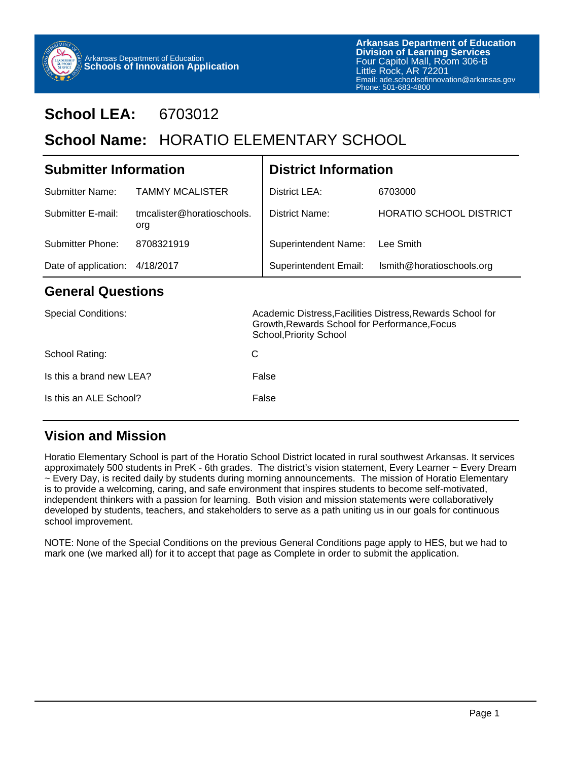Arkansas Department of Education
**Schools of Innovation Application**

**Arkansas Department of Education**
**Division of Learning Services**
Four Capitol Mall, Room 306-B
Little Rock, AR 72201
Email: ade.schoolsofinnovation@arkansas.gov
Phone: 501-683-4800

# School LEA: 6703012

# School Name: HORATIO ELEMENTARY SCHOOL

| Submitter Information | | District Information | |
|---|---|---|---|
| Submitter Name: | TAMMY MCALISTER | District LEA: | 6703000 |
| Submitter E-mail: | tmcalister@horatioschools.org | District Name: | HORATIO SCHOOL DISTRICT |
| Submitter Phone: | 8708321919 | Superintendent Name: | Lee Smith |
| Date of application: | 4/18/2017 | Superintendent Email: | lsmith@horatioschools.org |

## General Questions

| | |
|---|---|
| Special Conditions: | Academic Distress,Facilities Distress,Rewards School for Growth,Rewards School for Performance,Focus School,Priority School |
| School Rating: | C |
| Is this a brand new LEA? | False |
| Is this an ALE School? | False |

## Vision and Mission

Horatio Elementary School is part of the Horatio School District located in rural southwest Arkansas. It services approximately 500 students in PreK - 6th grades. The district's vision statement, Every Learner ~ Every Dream ~ Every Day, is recited daily by students during morning announcements. The mission of Horatio Elementary is to provide a welcoming, caring, and safe environment that inspires students to become self-motivated, independent thinkers with a passion for learning. Both vision and mission statements were collaboratively developed by students, teachers, and stakeholders to serve as a path uniting us in our goals for continuous school improvement.

NOTE: None of the Special Conditions on the previous General Conditions page apply to HES, but we had to mark one (we marked all) for it to accept that page as Complete in order to submit the application.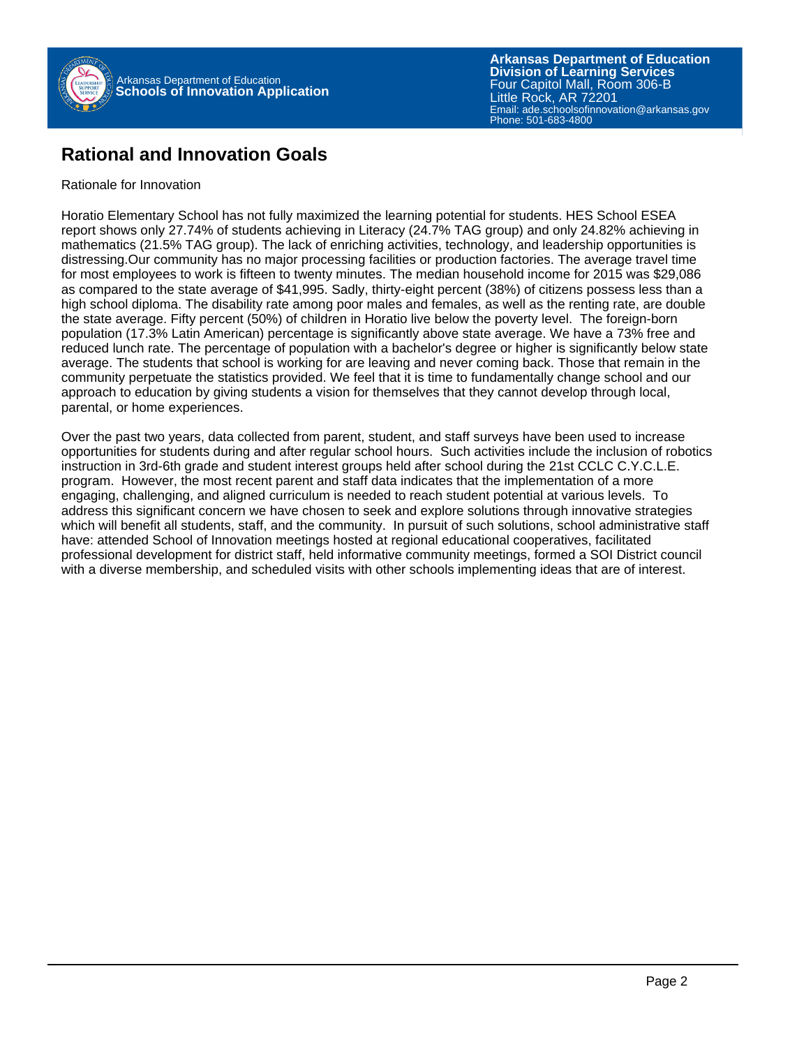## Rational and Innovation Goals

Rationale for Innovation

Horatio Elementary School has not fully maximized the learning potential for students. HES School ESEA report shows only 27.74% of students achieving in Literacy (24.7% TAG group) and only 24.82% achieving in mathematics (21.5% TAG group). The lack of enriching activities, technology, and leadership opportunities is distressing.Our community has no major processing facilities or production factories. The average travel time for most employees to work is fifteen to twenty minutes. The median household income for 2015 was $29,086 as compared to the state average of $41,995. Sadly, thirty-eight percent (38%) of citizens possess less than a high school diploma. The disability rate among poor males and females, as well as the renting rate, are double the state average. Fifty percent (50%) of children in Horatio live below the poverty level. The foreign-born population (17.3% Latin American) percentage is significantly above state average. We have a 73% free and reduced lunch rate. The percentage of population with a bachelor's degree or higher is significantly below state average. The students that school is working for are leaving and never coming back. Those that remain in the community perpetuate the statistics provided. We feel that it is time to fundamentally change school and our approach to education by giving students a vision for themselves that they cannot develop through local, parental, or home experiences.

Over the past two years, data collected from parent, student, and staff surveys have been used to increase opportunities for students during and after regular school hours. Such activities include the inclusion of robotics instruction in 3rd-6th grade and student interest groups held after school during the 21st CCLC C.Y.C.L.E. program. However, the most recent parent and staff data indicates that the implementation of a more engaging, challenging, and aligned curriculum is needed to reach student potential at various levels. To address this significant concern we have chosen to seek and explore solutions through innovative strategies which will benefit all students, staff, and the community. In pursuit of such solutions, school administrative staff have: attended School of Innovation meetings hosted at regional educational cooperatives, facilitated professional development for district staff, held informative community meetings, formed a SOI District council with a diverse membership, and scheduled visits with other schools implementing ideas that are of interest.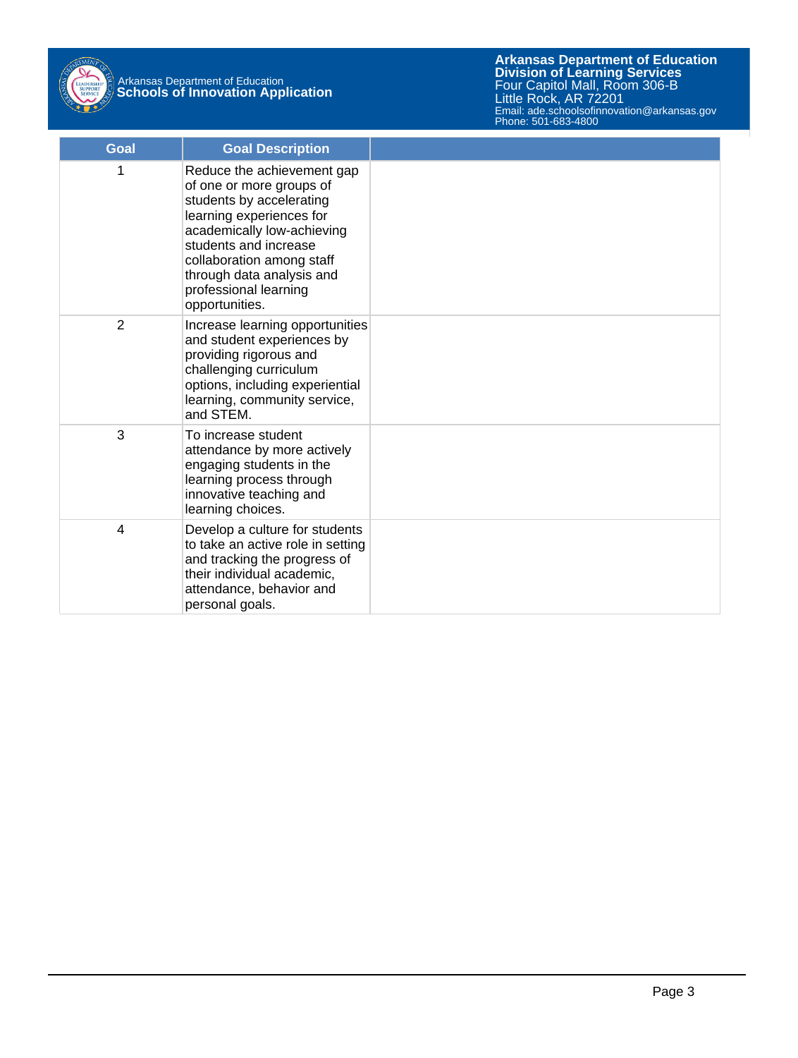| Goal | Goal Description | |
|---|---|---|
| 1 | Reduce the achievement gap of one or more groups of students by accelerating learning experiences for academically low-achieving students and increase collaboration among staff through data analysis and professional learning opportunities. | |
| 2 | Increase learning opportunities and student experiences by providing rigorous and challenging curriculum options, including experiential learning, community service, and STEM. | |
| 3 | To increase student attendance by more actively engaging students in the learning process through innovative teaching and learning choices. | |
| 4 | Develop a culture for students to take an active role in setting and tracking the progress of their individual academic, attendance, behavior and personal goals. | |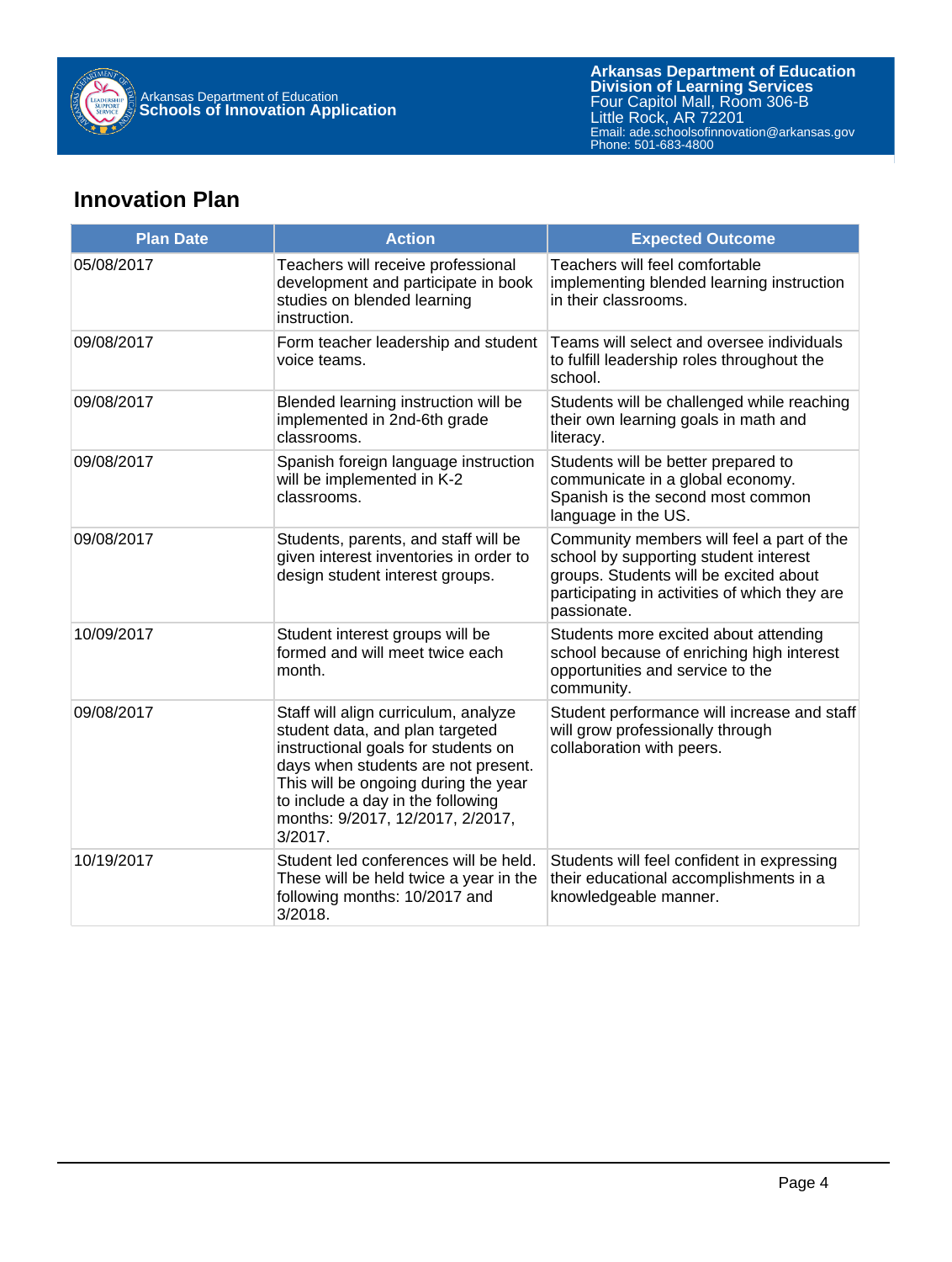## Innovation Plan

| Plan Date | Action | Expected Outcome |
|---|---|---|
| 05/08/2017 | Teachers will receive professional development and participate in book studies on blended learning instruction. | Teachers will feel comfortable implementing blended learning instruction in their classrooms. |
| 09/08/2017 | Form teacher leadership and student voice teams. | Teams will select and oversee individuals to fulfill leadership roles throughout the school. |
| 09/08/2017 | Blended learning instruction will be implemented in 2nd-6th grade classrooms. | Students will be challenged while reaching their own learning goals in math and literacy. |
| 09/08/2017 | Spanish foreign language instruction will be implemented in K-2 classrooms. | Students will be better prepared to communicate in a global economy. Spanish is the second most common language in the US. |
| 09/08/2017 | Students, parents, and staff will be given interest inventories in order to design student interest groups. | Community members will feel a part of the school by supporting student interest groups. Students will be excited about participating in activities of which they are passionate. |
| 10/09/2017 | Student interest groups will be formed and will meet twice each month. | Students more excited about attending school because of enriching high interest opportunities and service to the community. |
| 09/08/2017 | Staff will align curriculum, analyze student data, and plan targeted instructional goals for students on days when students are not present. This will be ongoing during the year to include a day in the following months: 9/2017, 12/2017, 2/2017, 3/2017. | Student performance will increase and staff will grow professionally through collaboration with peers. |
| 10/19/2017 | Student led conferences will be held. These will be held twice a year in the following months: 10/2017 and 3/2018. | Students will feel confident in expressing their educational accomplishments in a knowledgeable manner. |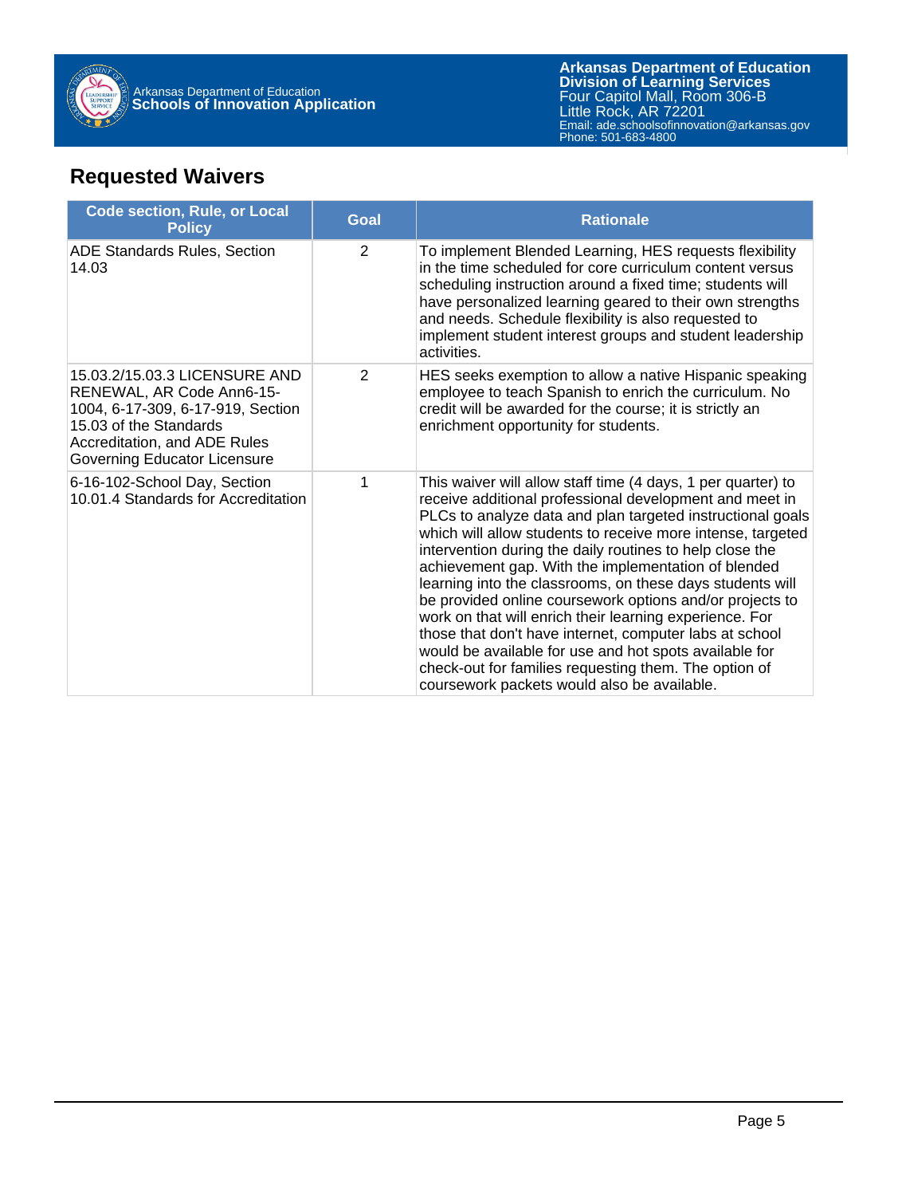## Requested Waivers

| Code section, Rule, or Local Policy | Goal | Rationale |
|---|---|---|
| ADE Standards Rules, Section 14.03 | 2 | To implement Blended Learning, HES requests flexibility in the time scheduled for core curriculum content versus scheduling instruction around a fixed time; students will have personalized learning geared to their own strengths and needs. Schedule flexibility is also requested to implement student interest groups and student leadership activities. |
| 15.03.2/15.03.3 LICENSURE AND RENEWAL, AR Code Ann6-15-1004, 6-17-309, 6-17-919, Section 15.03 of the Standards Accreditation, and ADE Rules Governing Educator Licensure | 2 | HES seeks exemption to allow a native Hispanic speaking employee to teach Spanish to enrich the curriculum. No credit will be awarded for the course; it is strictly an enrichment opportunity for students. |
| 6-16-102-School Day, Section 10.01.4 Standards for Accreditation | 1 | This waiver will allow staff time (4 days, 1 per quarter) to receive additional professional development and meet in PLCs to analyze data and plan targeted instructional goals which will allow students to receive more intense, targeted intervention during the daily routines to help close the achievement gap. With the implementation of blended learning into the classrooms, on these days students will be provided online coursework options and/or projects to work on that will enrich their learning experience. For those that don't have internet, computer labs at school would be available for use and hot spots available for check-out for families requesting them. The option of coursework packets would also be available. |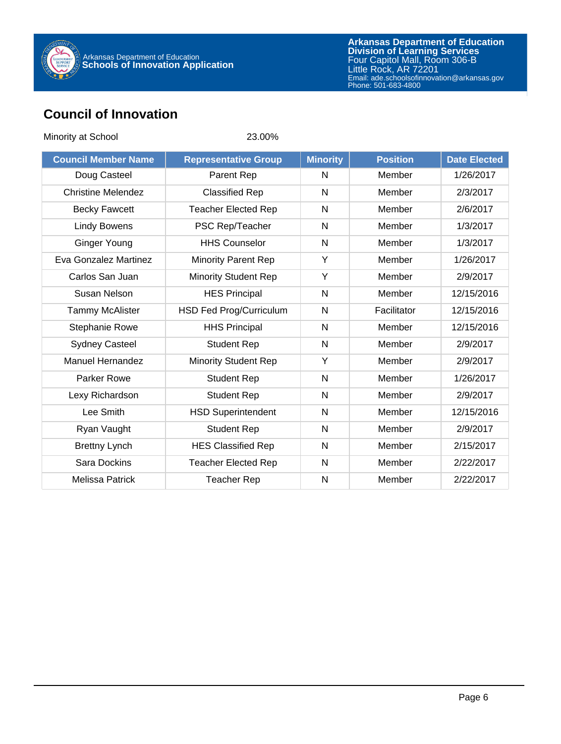## Council of Innovation

Minority at School 23.00%

| Council Member Name | Representative Group | Minority | Position | Date Elected |
|---|---|---|---|---|
| Doug Casteel | Parent Rep | N | Member | 1/26/2017 |
| Christine Melendez | Classified Rep | N | Member | 2/3/2017 |
| Becky Fawcett | Teacher Elected Rep | N | Member | 2/6/2017 |
| Lindy Bowens | PSC Rep/Teacher | N | Member | 1/3/2017 |
| Ginger Young | HHS Counselor | N | Member | 1/3/2017 |
| Eva Gonzalez Martinez | Minority Parent Rep | Y | Member | 1/26/2017 |
| Carlos San Juan | Minority Student Rep | Y | Member | 2/9/2017 |
| Susan Nelson | HES Principal | N | Member | 12/15/2016 |
| Tammy McAlister | HSD Fed Prog/Curriculum | N | Facilitator | 12/15/2016 |
| Stephanie Rowe | HHS Principal | N | Member | 12/15/2016 |
| Sydney Casteel | Student Rep | N | Member | 2/9/2017 |
| Manuel Hernandez | Minority Student Rep | Y | Member | 2/9/2017 |
| Parker Rowe | Student Rep | N | Member | 1/26/2017 |
| Lexy Richardson | Student Rep | N | Member | 2/9/2017 |
| Lee Smith | HSD Superintendent | N | Member | 12/15/2016 |
| Ryan Vaught | Student Rep | N | Member | 2/9/2017 |
| Brettny Lynch | HES Classified Rep | N | Member | 2/15/2017 |
| Sara Dockins | Teacher Elected Rep | N | Member | 2/22/2017 |
| Melissa Patrick | Teacher Rep | N | Member | 2/22/2017 |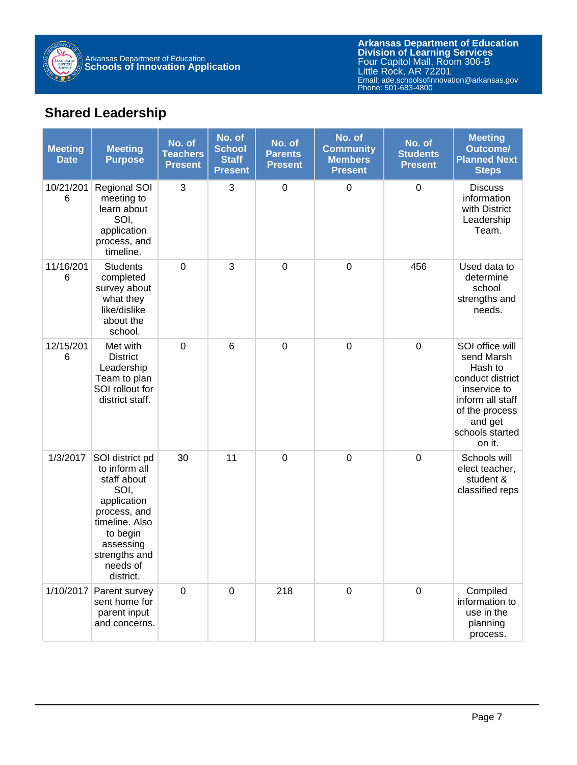## Shared Leadership

| Meeting Date | Meeting Purpose | No. of Teachers Present | No. of School Staff Present | No. of Parents Present | No. of Community Members Present | No. of Students Present | Meeting Outcome/ Planned Next Steps |
|---|---|---|---|---|---|---|---|
| 10/21/2016 | Regional SOI meeting to learn about SOI, application process, and timeline. | 3 | 3 | 0 | 0 | 0 | Discuss information with District Leadership Team. |
| 11/16/2016 | Students completed survey about what they like/dislike about the school. | 0 | 3 | 0 | 0 | 456 | Used data to determine school strengths and needs. |
| 12/15/2016 | Met with District Leadership Team to plan SOI rollout for district staff. | 0 | 6 | 0 | 0 | 0 | SOI office will send Marsh Hash to conduct district inservice to inform all staff of the process and get schools started on it. |
| 1/3/2017 | SOI district pd to inform all staff about SOI, application process, and timeline. Also to begin assessing strengths and needs of district. | 30 | 11 | 0 | 0 | 0 | Schools will elect teacher, student & classified reps |
| 1/10/2017 | Parent survey sent home for parent input and concerns. | 0 | 0 | 218 | 0 | 0 | Compiled information to use in the planning process. |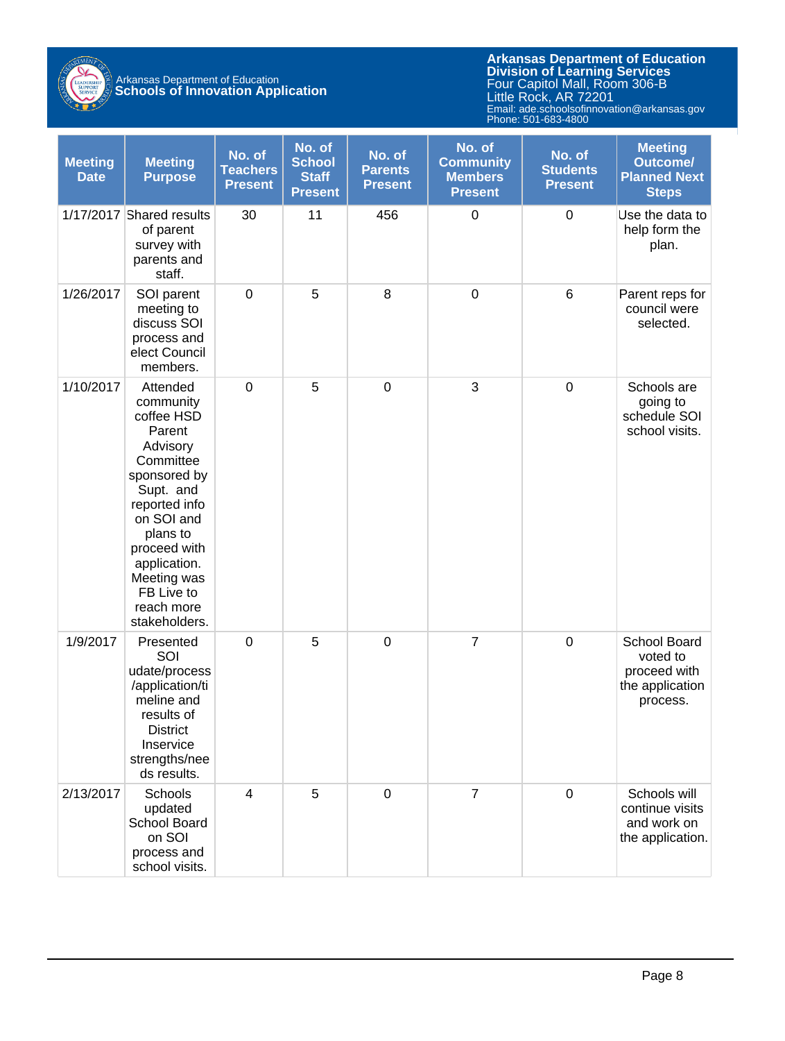| Meeting Date | Meeting Purpose | No. of Teachers Present | No. of School Staff Present | No. of Parents Present | No. of Community Members Present | No. of Students Present | Meeting Outcome/ Planned Next Steps |
|---|---|---|---|---|---|---|---|
| 1/17/2017 | Shared results of parent survey with parents and staff. | 30 | 11 | 456 | 0 | 0 | Use the data to help form the plan. |
| 1/26/2017 | SOI parent meeting to discuss SOI process and elect Council members. | 0 | 5 | 8 | 0 | 6 | Parent reps for council were selected. |
| 1/10/2017 | Attended community coffee HSD Parent Advisory Committee sponsored by Supt. and reported info on SOI and plans to proceed with application. Meeting was FB Live to reach more stakeholders. | 0 | 5 | 0 | 3 | 0 | Schools are going to schedule SOI school visits. |
| 1/9/2017 | Presented SOI udate/process/application/timeline and results of District Inservice strengths/needs results. | 0 | 5 | 0 | 7 | 0 | School Board voted to proceed with the application process. |
| 2/13/2017 | Schools updated School Board on SOI process and school visits. | 4 | 5 | 0 | 7 | 0 | Schools will continue visits and work on the application. |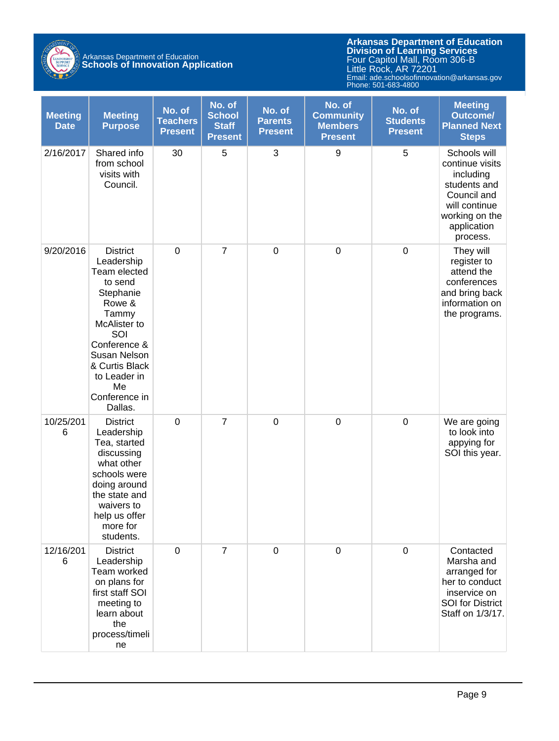| Meeting Date | Meeting Purpose | No. of Teachers Present | No. of School Staff Present | No. of Parents Present | No. of Community Members Present | No. of Students Present | Meeting Outcome/ Planned Next Steps |
|---|---|---|---|---|---|---|---|
| 2/16/2017 | Shared info from school visits with Council. | 30 | 5 | 3 | 9 | 5 | Schools will continue visits including students and Council and will continue working on the application process. |
| 9/20/2016 | District Leadership Team elected to send Stephanie Rowe & Tammy McAlister to SOI Conference & Susan Nelson & Curtis Black to Leader in Me Conference in Dallas. | 0 | 7 | 0 | 0 | 0 | They will register to attend the conferences and bring back information on the programs. |
| 10/25/2016 | District Leadership Tea, started discussing what other schools were doing around the state and waivers to help us offer more for students. | 0 | 7 | 0 | 0 | 0 | We are going to look into appying for SOI this year. |
| 12/16/2016 | District Leadership Team worked on plans for first staff SOI meeting to learn about the process/timeline | 0 | 7 | 0 | 0 | 0 | Contacted Marsha and arranged for her to conduct inservice on SOI for District Staff on 1/3/17. |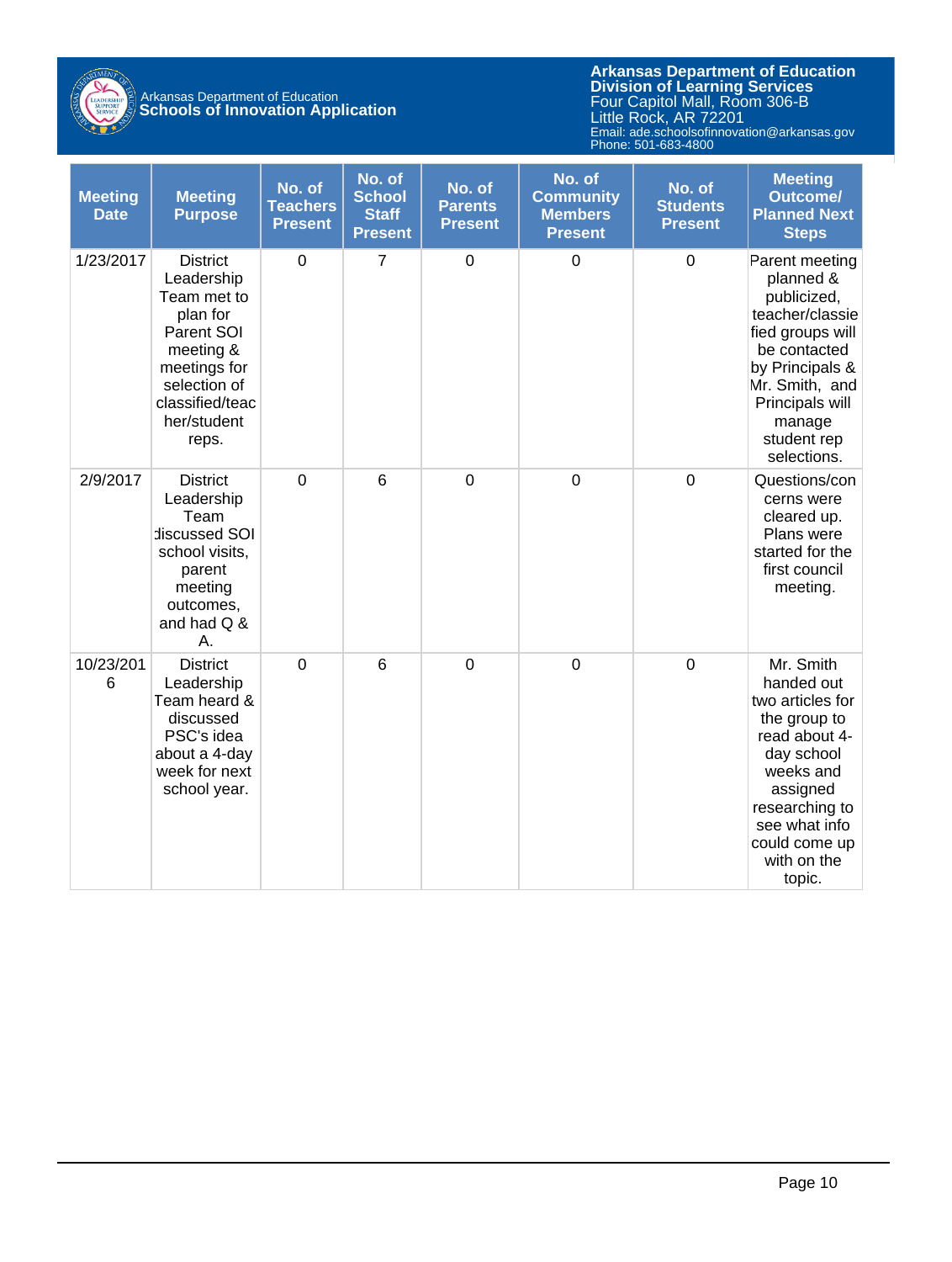| Meeting Date | Meeting Purpose | No. of Teachers Present | No. of School Staff Present | No. of Parents Present | No. of Community Members Present | No. of Students Present | Meeting Outcome/ Planned Next Steps |
|---|---|---|---|---|---|---|---|
| 1/23/2017 | District Leadership Team met to plan for Parent SOI meeting & meetings for selection of classified/teacher/student reps. | 0 | 7 | 0 | 0 | 0 | Parent meeting planned & publicized, teacher/classiefied groups will be contacted by Principals & Mr. Smith, and Principals will manage student rep selections. |
| 2/9/2017 | District Leadership Team discussed SOI school visits, parent meeting outcomes, and had Q & A. | 0 | 6 | 0 | 0 | 0 | Questions/concerns were cleared up. Plans were started for the first council meeting. |
| 10/23/2016 | District Leadership Team heard & discussed PSC's idea about a 4-day week for next school year. | 0 | 6 | 0 | 0 | 0 | Mr. Smith handed out two articles for the group to read about 4-day school weeks and assigned researching to see what info could come up with on the topic. |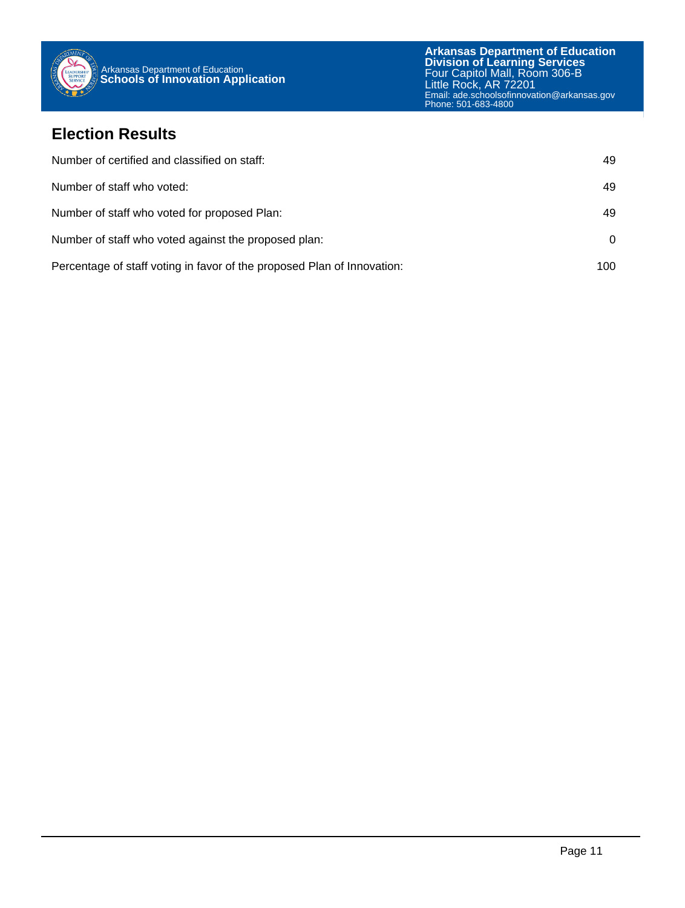## Election Results

| | |
|---|---|
| Number of certified and classified on staff: | 49 |
| Number of staff who voted: | 49 |
| Number of staff who voted for proposed Plan: | 49 |
| Number of staff who voted against the proposed plan: | 0 |
| Percentage of staff voting in favor of the proposed Plan of Innovation: | 100 |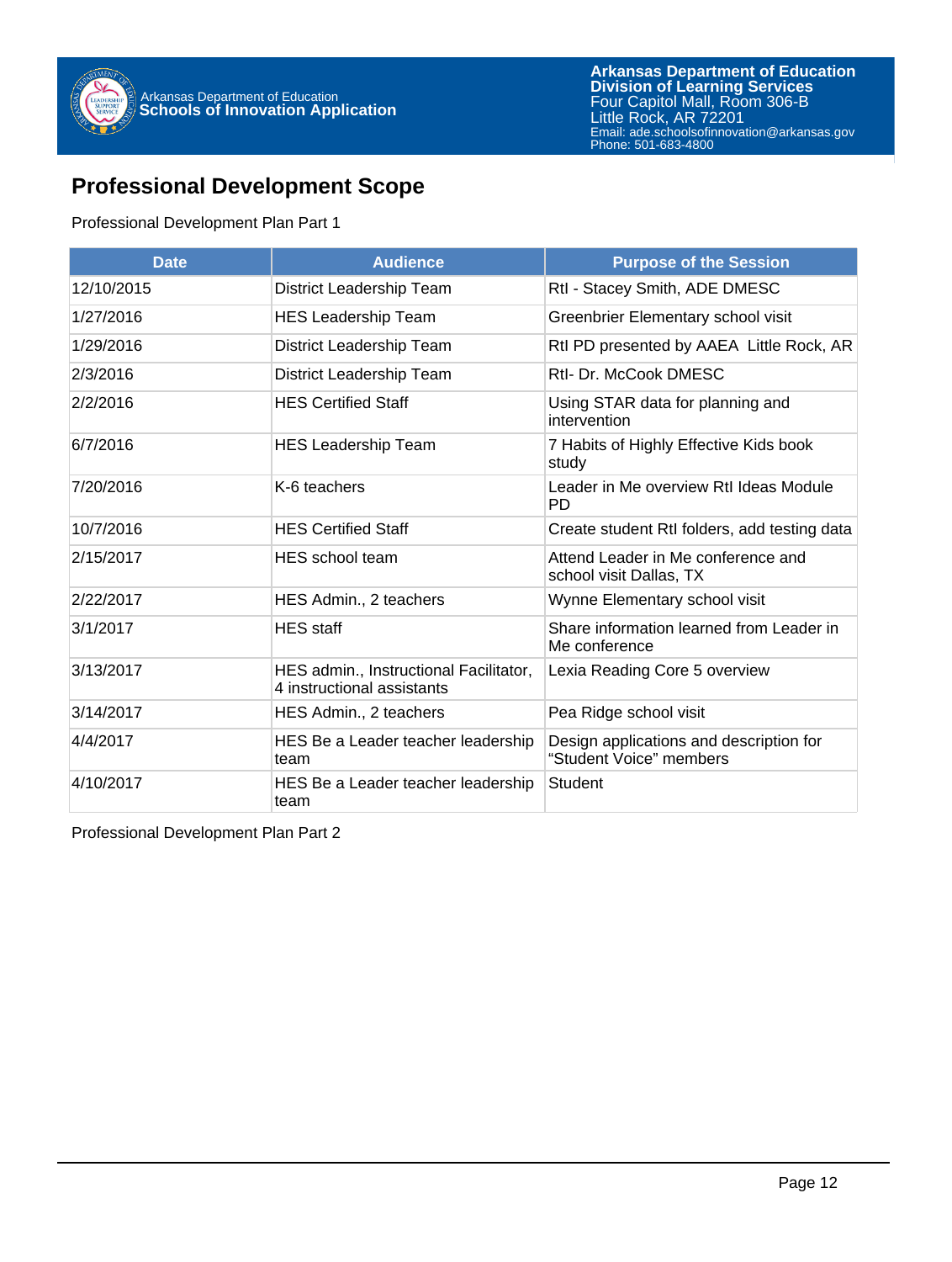## Professional Development Scope

Professional Development Plan Part 1

| Date | Audience | Purpose of the Session |
|---|---|---|
| 12/10/2015 | District Leadership Team | RtI - Stacey Smith, ADE DMESC |
| 1/27/2016 | HES Leadership Team | Greenbrier Elementary school visit |
| 1/29/2016 | District Leadership Team | RtI PD presented by AAEA Little Rock, AR |
| 2/3/2016 | District Leadership Team | RtI- Dr. McCook DMESC |
| 2/2/2016 | HES Certified Staff | Using STAR data for planning and intervention |
| 6/7/2016 | HES Leadership Team | 7 Habits of Highly Effective Kids book study |
| 7/20/2016 | K-6 teachers | Leader in Me overview RtI Ideas Module PD |
| 10/7/2016 | HES Certified Staff | Create student RtI folders, add testing data |
| 2/15/2017 | HES school team | Attend Leader in Me conference and school visit Dallas, TX |
| 2/22/2017 | HES Admin., 2 teachers | Wynne Elementary school visit |
| 3/1/2017 | HES staff | Share information learned from Leader in Me conference |
| 3/13/2017 | HES admin., Instructional Facilitator, 4 instructional assistants | Lexia Reading Core 5 overview |
| 3/14/2017 | HES Admin., 2 teachers | Pea Ridge school visit |
| 4/4/2017 | HES Be a Leader teacher leadership team | Design applications and description for “Student Voice” members |
| 4/10/2017 | HES Be a Leader teacher leadership team | Student |

Professional Development Plan Part 2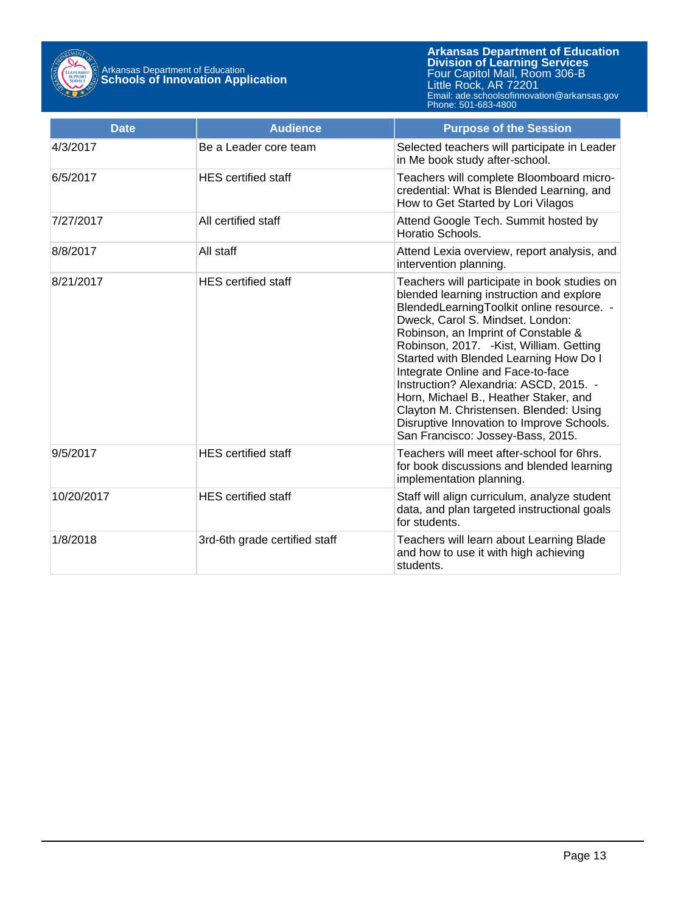| Date | Audience | Purpose of the Session |
|---|---|---|
| 4/3/2017 | Be a Leader core team | Selected teachers will participate in Leader in Me book study after-school. |
| 6/5/2017 | HES certified staff | Teachers will complete Bloomboard micro-credential: What is Blended Learning, and How to Get Started by Lori Vilagos |
| 7/27/2017 | All certified staff | Attend Google Tech. Summit hosted by Horatio Schools. |
| 8/8/2017 | All staff | Attend Lexia overview, report analysis, and intervention planning. |
| 8/21/2017 | HES certified staff | Teachers will participate in book studies on blended learning instruction and explore BlendedLearningToolkit online resource. - Dweck, Carol S. Mindset. London: Robinson, an Imprint of Constable & Robinson, 2017. -Kist, William. Getting Started with Blended Learning How Do I Integrate Online and Face-to-face Instruction? Alexandria: ASCD, 2015. - Horn, Michael B., Heather Staker, and Clayton M. Christensen. Blended: Using Disruptive Innovation to Improve Schools. San Francisco: Jossey-Bass, 2015. |
| 9/5/2017 | HES certified staff | Teachers will meet after-school for 6hrs. for book discussions and blended learning implementation planning. |
| 10/20/2017 | HES certified staff | Staff will align curriculum, analyze student data, and plan targeted instructional goals for students. |
| 1/8/2018 | 3rd-6th grade certified staff | Teachers will learn about Learning Blade and how to use it with high achieving students. |